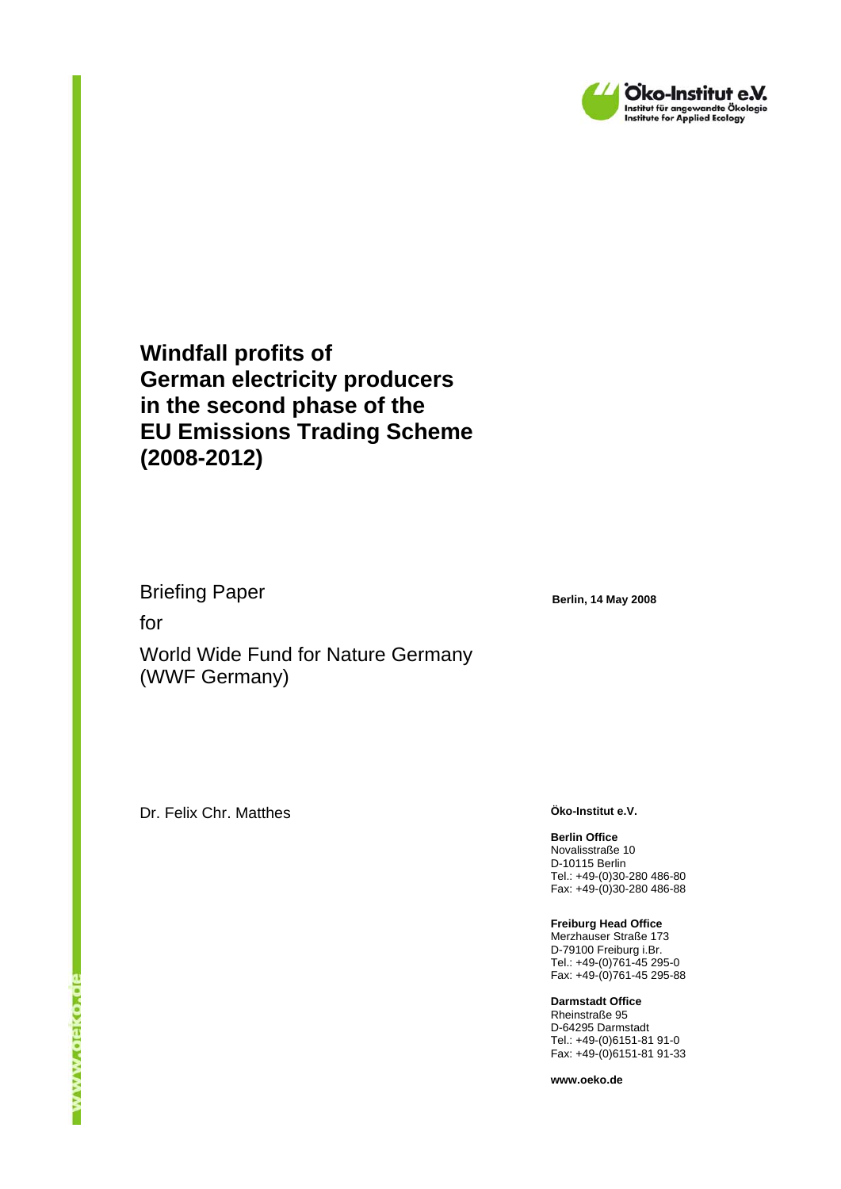Öko-Institut e.V.
Institut für angewandte Ökologie
Institute for Applied Ecology

# Windfall profits of German electricity producers in the second phase of the EU Emissions Trading Scheme (2008-2012)

Briefing Paper

for

World Wide Fund for Nature Germany (WWF Germany)

**Berlin, 14 May 2008**

Dr. Felix Chr. Matthes

**Öko-Institut e.V.**

**Berlin Office**
Novalisstraße 10
D-10115 Berlin
Tel.: +49-(0)30-280 486-80
Fax: +49-(0)30-280 486-88

**Freiburg Head Office**
Merzhauser Straße 173
D-79100 Freiburg i.Br.
Tel.: +49-(0)761-45 295-0
Fax: +49-(0)761-45 295-88

**Darmstadt Office**
Rheinstraße 95
D-64295 Darmstadt
Tel.: +49-(0)6151-81 91-0
Fax: +49-(0)6151-81 91-33

**www.oeko.de**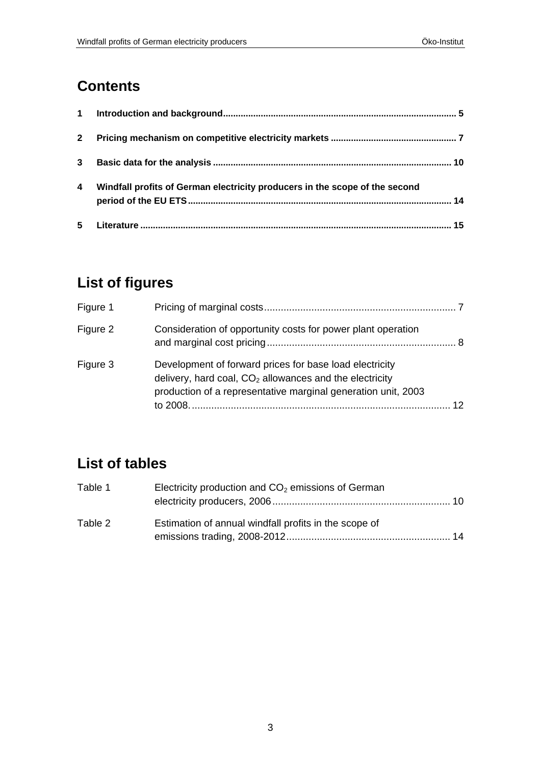## Contents

| | | |
|---|---|---|
| **1** | **Introduction and background** | **5** |
| **2** | **Pricing mechanism on competitive electricity markets** | **7** |
| **3** | **Basic data for the analysis** | **10** |
| **4** | **Windfall profits of German electricity producers in the scope of the second period of the EU ETS** | **14** |
| **5** | **Literature** | **15** |

## List of figures

| | | |
|---|---|---|
| Figure 1 | Pricing of marginal costs | 7 |
| Figure 2 | Consideration of opportunity costs for power plant operation and marginal cost pricing | 8 |
| Figure 3 | Development of forward prices for base load electricity delivery, hard coal, $CO_2$ allowances and the electricity production of a representative marginal generation unit, 2003 to 2008. | 12 |

## List of tables

| | | |
|---|---|---|
| Table 1 | Electricity production and $CO_2$ emissions of German electricity producers, 2006 | 10 |
| Table 2 | Estimation of annual windfall profits in the scope of emissions trading, 2008-2012 | 14 |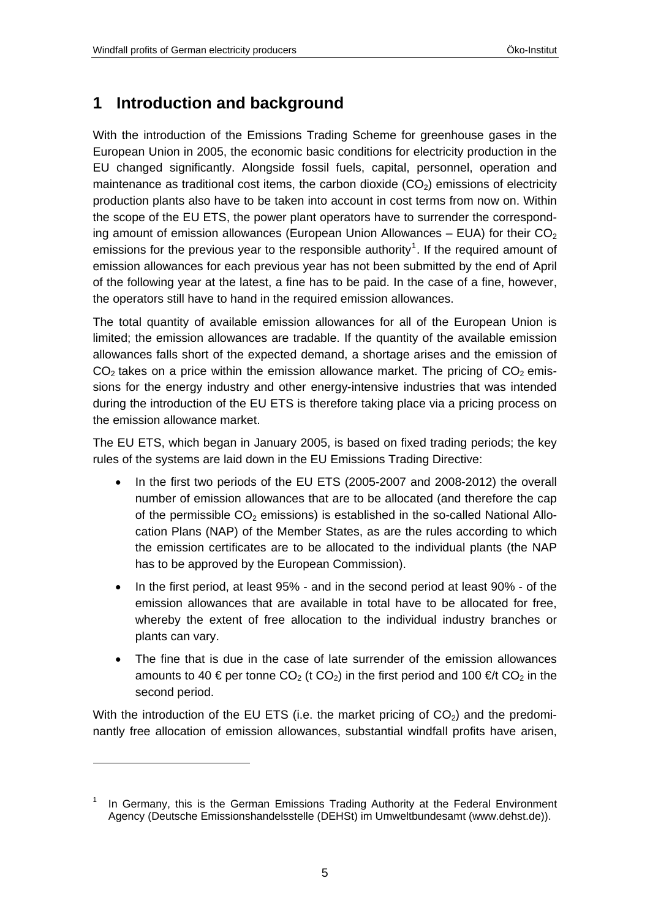# 1 Introduction and background

With the introduction of the Emissions Trading Scheme for greenhouse gases in the European Union in 2005, the economic basic conditions for electricity production in the EU changed significantly. Alongside fossil fuels, capital, personnel, operation and maintenance as traditional cost items, the carbon dioxide ($CO_2$) emissions of electricity production plants also have to be taken into account in cost terms from now on. Within the scope of the EU ETS, the power plant operators have to surrender the corresponding amount of emission allowances (European Union Allowances – EUA) for their $CO_2$ emissions for the previous year to the responsible authority[1]. If the required amount of emission allowances for each previous year has not been submitted by the end of April of the following year at the latest, a fine has to be paid. In the case of a fine, however, the operators still have to hand in the required emission allowances.

The total quantity of available emission allowances for all of the European Union is limited; the emission allowances are tradable. If the quantity of the available emission allowances falls short of the expected demand, a shortage arises and the emission of $CO_2$ takes on a price within the emission allowance market. The pricing of $CO_2$ emissions for the energy industry and other energy-intensive industries that was intended during the introduction of the EU ETS is therefore taking place via a pricing process on the emission allowance market.

The EU ETS, which began in January 2005, is based on fixed trading periods; the key rules of the systems are laid down in the EU Emissions Trading Directive:

- In the first two periods of the EU ETS (2005-2007 and 2008-2012) the overall number of emission allowances that are to be allocated (and therefore the cap of the permissible $CO_2$ emissions) is established in the so-called National Allocation Plans (NAP) of the Member States, as are the rules according to which the emission certificates are to be allocated to the individual plants (the NAP has to be approved by the European Commission).
- In the first period, at least 95% - and in the second period at least 90% - of the emission allowances that are available in total have to be allocated for free, whereby the extent of free allocation to the individual industry branches or plants can vary.
- The fine that is due in the case of late surrender of the emission allowances amounts to 40 € per tonne $CO_2$ (t $CO_2$) in the first period and 100 €/t $CO_2$ in the second period.

With the introduction of the EU ETS (i.e. the market pricing of $CO_2$) and the predominantly free allocation of emission allowances, substantial windfall profits have arisen,

---

[1] In Germany, this is the German Emissions Trading Authority at the Federal Environment Agency (Deutsche Emissionshandelsstelle (DEHSt) im Umweltbundesamt (www.dehst.de)).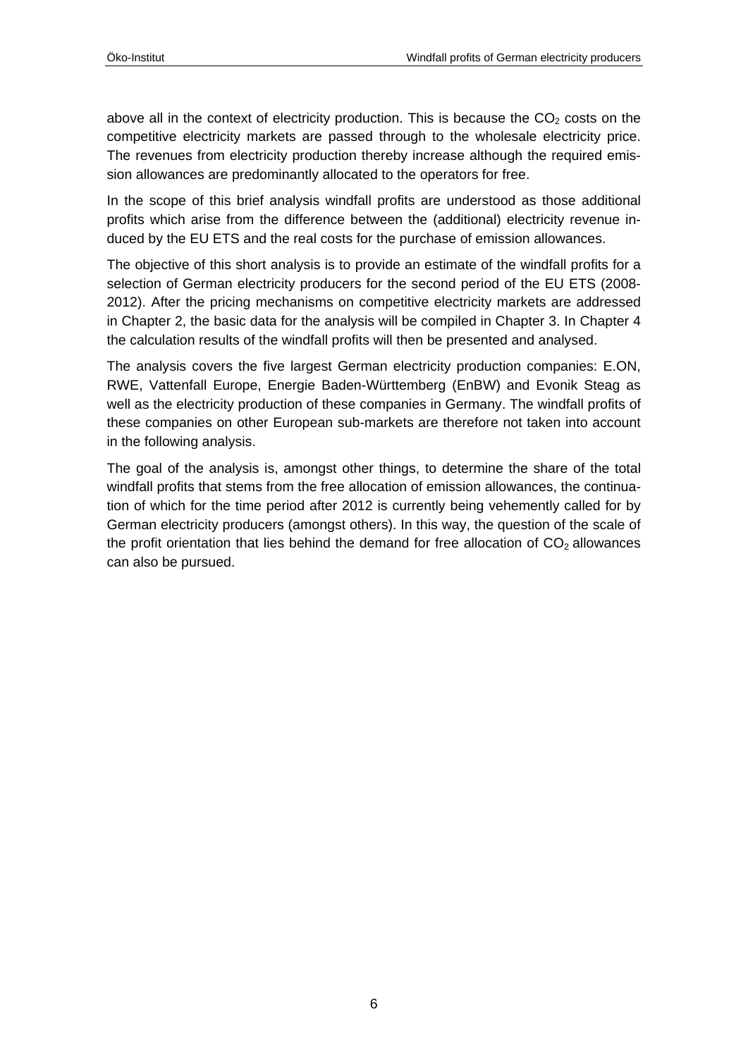above all in the context of electricity production. This is because the $CO_2$ costs on the competitive electricity markets are passed through to the wholesale electricity price. The revenues from electricity production thereby increase although the required emission allowances are predominantly allocated to the operators for free.

In the scope of this brief analysis windfall profits are understood as those additional profits which arise from the difference between the (additional) electricity revenue induced by the EU ETS and the real costs for the purchase of emission allowances.

The objective of this short analysis is to provide an estimate of the windfall profits for a selection of German electricity producers for the second period of the EU ETS (2008-2012). After the pricing mechanisms on competitive electricity markets are addressed in Chapter 2, the basic data for the analysis will be compiled in Chapter 3. In Chapter 4 the calculation results of the windfall profits will then be presented and analysed.

The analysis covers the five largest German electricity production companies: E.ON, RWE, Vattenfall Europe, Energie Baden-Württemberg (EnBW) and Evonik Steag as well as the electricity production of these companies in Germany. The windfall profits of these companies on other European sub-markets are therefore not taken into account in the following analysis.

The goal of the analysis is, amongst other things, to determine the share of the total windfall profits that stems from the free allocation of emission allowances, the continuation of which for the time period after 2012 is currently being vehemently called for by German electricity producers (amongst others). In this way, the question of the scale of the profit orientation that lies behind the demand for free allocation of $CO_2$ allowances can also be pursued.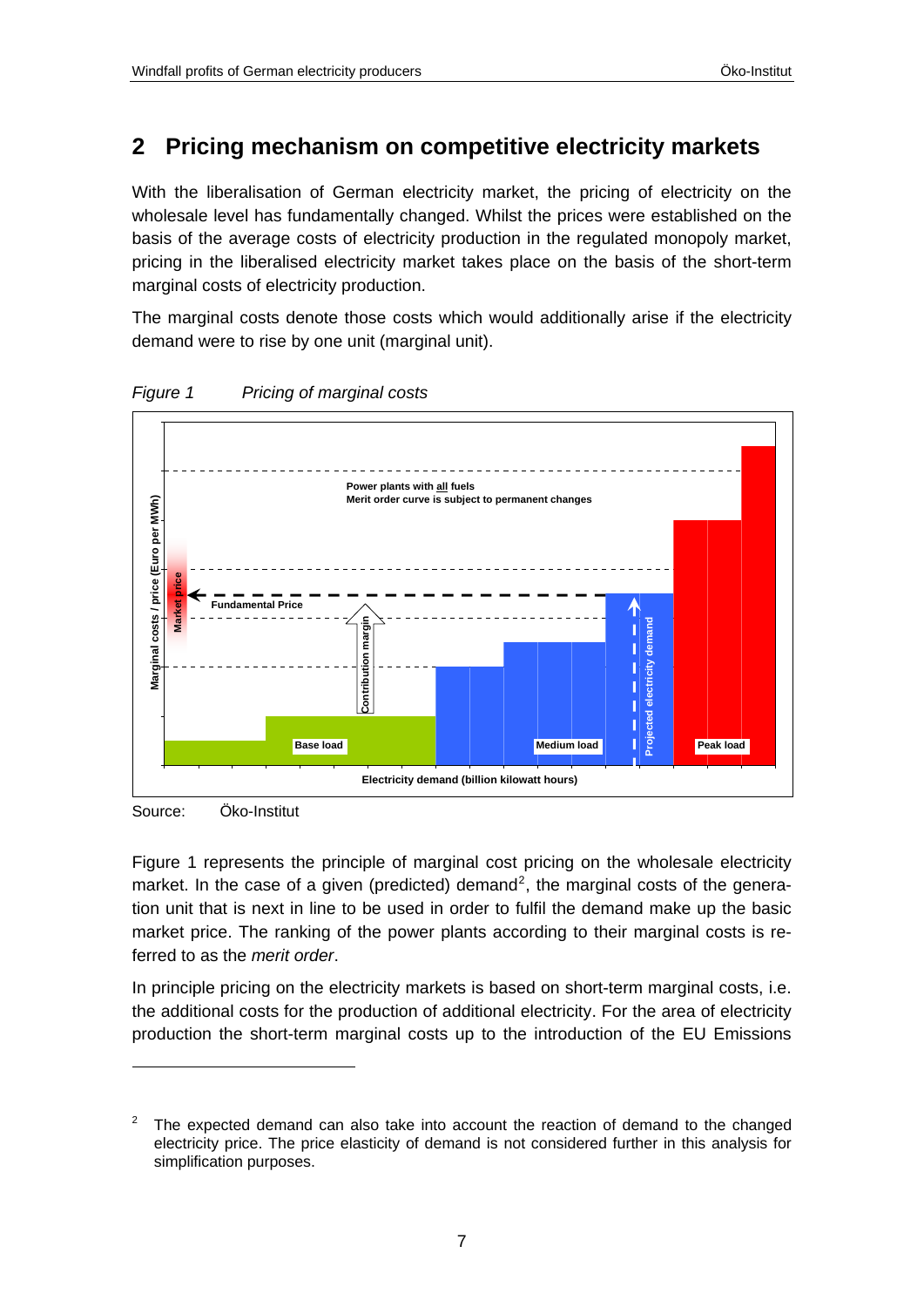## 2 Pricing mechanism on competitive electricity markets

With the liberalisation of German electricity market, the pricing of electricity on the wholesale level has fundamentally changed. Whilst the prices were established on the basis of the average costs of electricity production in the regulated monopoly market, pricing in the liberalised electricity market takes place on the basis of the short-term marginal costs of electricity production.

The marginal costs denote those costs which would additionally arise if the electricity demand were to rise by one unit (marginal unit).

*Figure 1 Pricing of marginal costs*

Source: Öko-Institut

Figure 1 represents the principle of marginal cost pricing on the wholesale electricity market. In the case of a given (predicted) demand[2], the marginal costs of the generation unit that is next in line to be used in order to fulfil the demand make up the basic market price. The ranking of the power plants according to their marginal costs is referred to as the *merit order*.

In principle pricing on the electricity markets is based on short-term marginal costs, i.e. the additional costs for the production of additional electricity. For the area of electricity production the short-term marginal costs up to the introduction of the EU Emissions

[2] The expected demand can also take into account the reaction of demand to the changed electricity price. The price elasticity of demand is not considered further in this analysis for simplification purposes.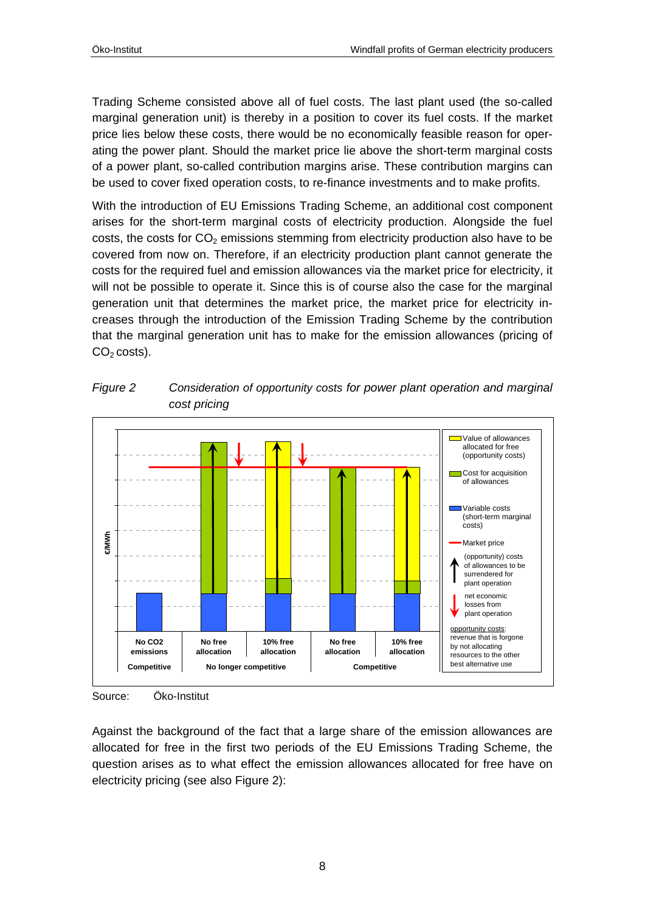Trading Scheme consisted above all of fuel costs. The last plant used (the so-called marginal generation unit) is thereby in a position to cover its fuel costs. If the market price lies below these costs, there would be no economically feasible reason for operating the power plant. Should the market price lie above the short-term marginal costs of a power plant, so-called contribution margins arise. These contribution margins can be used to cover fixed operation costs, to re-finance investments and to make profits.

With the introduction of EU Emissions Trading Scheme, an additional cost component arises for the short-term marginal costs of electricity production. Alongside the fuel costs, the costs for $CO_2$ emissions stemming from electricity production also have to be covered from now on. Therefore, if an electricity production plant cannot generate the costs for the required fuel and emission allowances via the market price for electricity, it will not be possible to operate it. Since this is of course also the case for the marginal generation unit that determines the market price, the market price for electricity increases through the introduction of the Emission Trading Scheme by the contribution that the marginal generation unit has to make for the emission allowances (pricing of $CO_2$ costs).

*Figure 2 Consideration of opportunity costs for power plant operation and marginal cost pricing*

Source: Öko-Institut

Against the background of the fact that a large share of the emission allowances are allocated for free in the first two periods of the EU Emissions Trading Scheme, the question arises as to what effect the emission allowances allocated for free have on electricity pricing (see also Figure 2):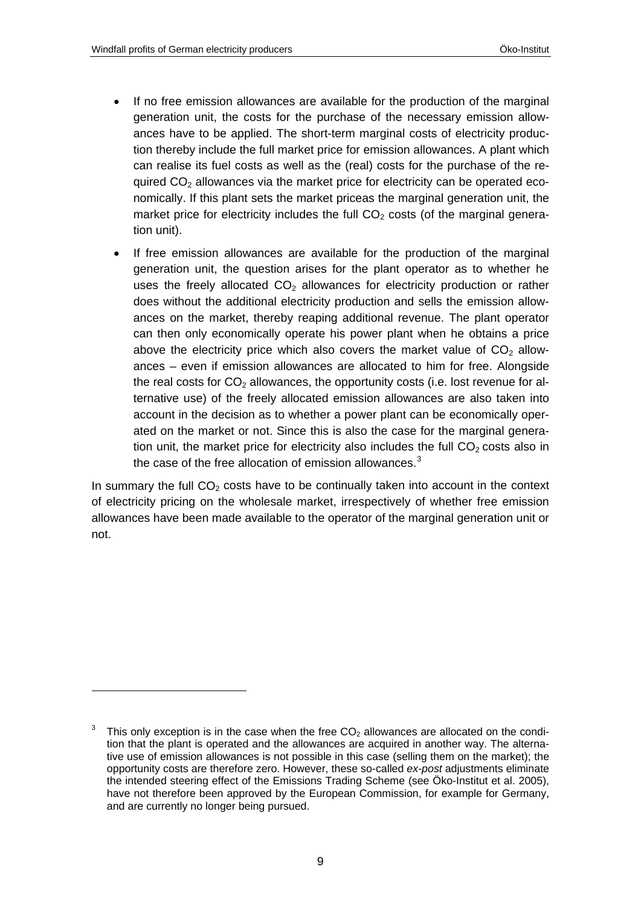- If no free emission allowances are available for the production of the marginal generation unit, the costs for the purchase of the necessary emission allowances have to be applied. The short-term marginal costs of electricity production thereby include the full market price for emission allowances. A plant which can realise its fuel costs as well as the (real) costs for the purchase of the required $CO_2$ allowances via the market price for electricity can be operated economically. If this plant sets the market priceas the marginal generation unit, the market price for electricity includes the full $CO_2$ costs (of the marginal generation unit).
- If free emission allowances are available for the production of the marginal generation unit, the question arises for the plant operator as to whether he uses the freely allocated $CO_2$ allowances for electricity production or rather does without the additional electricity production and sells the emission allowances on the market, thereby reaping additional revenue. The plant operator can then only economically operate his power plant when he obtains a price above the electricity price which also covers the market value of $CO_2$ allowances – even if emission allowances are allocated to him for free. Alongside the real costs for $CO_2$ allowances, the opportunity costs (i.e. lost revenue for alternative use) of the freely allocated emission allowances are also taken into account in the decision as to whether a power plant can be economically operated on the market or not. Since this is also the case for the marginal generation unit, the market price for electricity also includes the full $CO_2$ costs also in the case of the free allocation of emission allowances.[3]

In summary the full $CO_2$ costs have to be continually taken into account in the context of electricity pricing on the wholesale market, irrespectively of whether free emission allowances have been made available to the operator of the marginal generation unit or not.

---

[3] This only exception is in the case when the free $CO_2$ allowances are allocated on the condition that the plant is operated and the allowances are acquired in another way. The alternative use of emission allowances is not possible in this case (selling them on the market); the opportunity costs are therefore zero. However, these so-called *ex-post* adjustments eliminate the intended steering effect of the Emissions Trading Scheme (see Öko-Institut et al. 2005), have not therefore been approved by the European Commission, for example for Germany, and are currently no longer being pursued.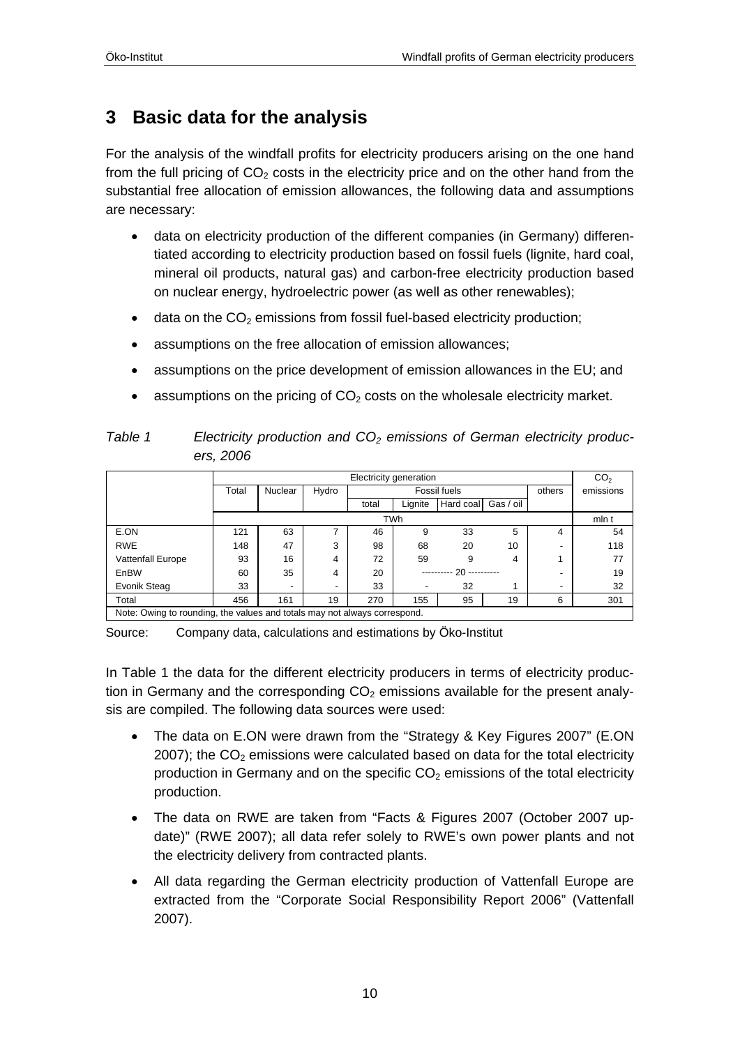# 3 Basic data for the analysis

For the analysis of the windfall profits for electricity producers arising on the one hand from the full pricing of $CO_2$ costs in the electricity price and on the other hand from the substantial free allocation of emission allowances, the following data and assumptions are necessary:

- data on electricity production of the different companies (in Germany) differentiated according to electricity production based on fossil fuels (lignite, hard coal, mineral oil products, natural gas) and carbon-free electricity production based on nuclear energy, hydroelectric power (as well as other renewables);
- data on the $CO_2$ emissions from fossil fuel-based electricity production;
- assumptions on the free allocation of emission allowances;
- assumptions on the price development of emission allowances in the EU; and
- assumptions on the pricing of $CO_2$ costs on the wholesale electricity market.

*Table 1 Electricity production and $CO_2$ emissions of German electricity producers, 2006*

| | Electricity generation | | | | | | | | $CO_2$ emissions |
|---|---|---|---|---|---|---|---|---|---|
| | Total | Nuclear | Hydro | Fossil fuels | | | | others | |
| | | | | total | Lignite | Hard coal | Gas / oil | | |
| | TWh | | | | | | | | mln t |
| E.ON | 121 | 63 | 7 | 46 | 9 | 33 | 5 | 4 | 54 |
| RWE | 148 | 47 | 3 | 98 | 68 | 20 | 10 | - | 118 |
| Vattenfall Europe | 93 | 16 | 4 | 72 | 59 | 9 | 4 | 1 | 77 |
| EnBW | 60 | 35 | 4 | 20 | ---------- 20 ---------- | | | - | 19 |
| Evonik Steag | 33 | - | - | 33 | - | 32 | 1 | - | 32 |
| Total | 456 | 161 | 19 | 270 | 155 | 95 | 19 | 6 | 301 |
| Note: Owing to rounding, the values and totals may not always correspond. | | | | | | | | | |

Source: Company data, calculations and estimations by Öko-Institut

In Table 1 the data for the different electricity producers in terms of electricity production in Germany and the corresponding $CO_2$ emissions available for the present analysis are compiled. The following data sources were used:

- The data on E.ON were drawn from the "Strategy & Key Figures 2007" (E.ON 2007); the $CO_2$ emissions were calculated based on data for the total electricity production in Germany and on the specific $CO_2$ emissions of the total electricity production.
- The data on RWE are taken from "Facts & Figures 2007 (October 2007 update)" (RWE 2007); all data refer solely to RWE's own power plants and not the electricity delivery from contracted plants.
- All data regarding the German electricity production of Vattenfall Europe are extracted from the "Corporate Social Responsibility Report 2006" (Vattenfall 2007).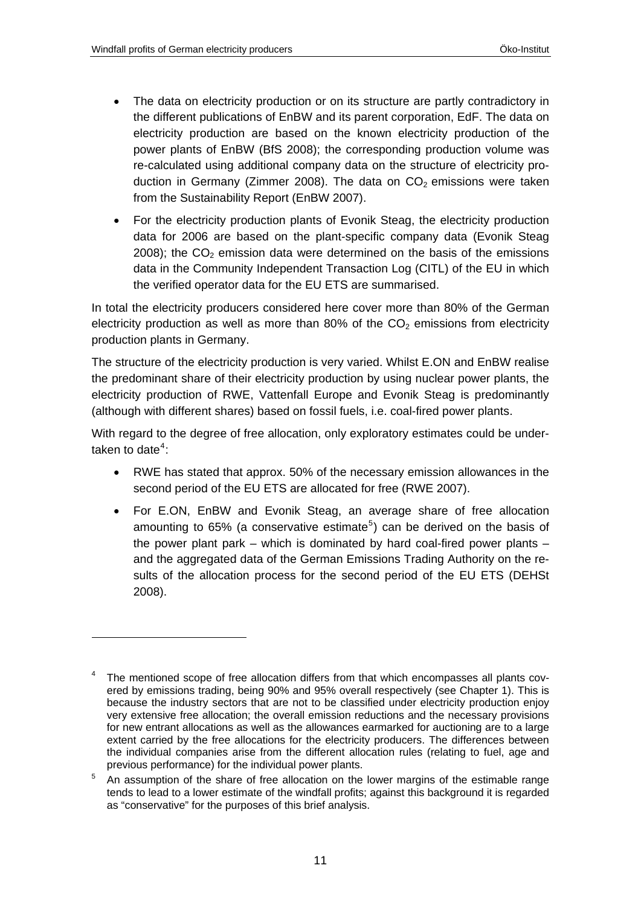- The data on electricity production or on its structure are partly contradictory in the different publications of EnBW and its parent corporation, EdF. The data on electricity production are based on the known electricity production of the power plants of EnBW (BfS 2008); the corresponding production volume was re-calculated using additional company data on the structure of electricity production in Germany (Zimmer 2008). The data on $CO_2$ emissions were taken from the Sustainability Report (EnBW 2007).
- For the electricity production plants of Evonik Steag, the electricity production data for 2006 are based on the plant-specific company data (Evonik Steag 2008); the $CO_2$ emission data were determined on the basis of the emissions data in the Community Independent Transaction Log (CITL) of the EU in which the verified operator data for the EU ETS are summarised.

In total the electricity producers considered here cover more than 80% of the German electricity production as well as more than 80% of the $CO_2$ emissions from electricity production plants in Germany.

The structure of the electricity production is very varied. Whilst E.ON and EnBW realise the predominant share of their electricity production by using nuclear power plants, the electricity production of RWE, Vattenfall Europe and Evonik Steag is predominantly (although with different shares) based on fossil fuels, i.e. coal-fired power plants.

With regard to the degree of free allocation, only exploratory estimates could be undertaken to date[4]:

- RWE has stated that approx. 50% of the necessary emission allowances in the second period of the EU ETS are allocated for free (RWE 2007).
- For E.ON, EnBW and Evonik Steag, an average share of free allocation amounting to 65% (a conservative estimate[5]) can be derived on the basis of the power plant park – which is dominated by hard coal-fired power plants – and the aggregated data of the German Emissions Trading Authority on the results of the allocation process for the second period of the EU ETS (DEHSt 2008).

---

[4] The mentioned scope of free allocation differs from that which encompasses all plants covered by emissions trading, being 90% and 95% overall respectively (see Chapter 1). This is because the industry sectors that are not to be classified under electricity production enjoy very extensive free allocation; the overall emission reductions and the necessary provisions for new entrant allocations as well as the allowances earmarked for auctioning are to a large extent carried by the free allocations for the electricity producers. The differences between the individual companies arise from the different allocation rules (relating to fuel, age and previous performance) for the individual power plants.

[5] An assumption of the share of free allocation on the lower margins of the estimable range tends to lead to a lower estimate of the windfall profits; against this background it is regarded as "conservative" for the purposes of this brief analysis.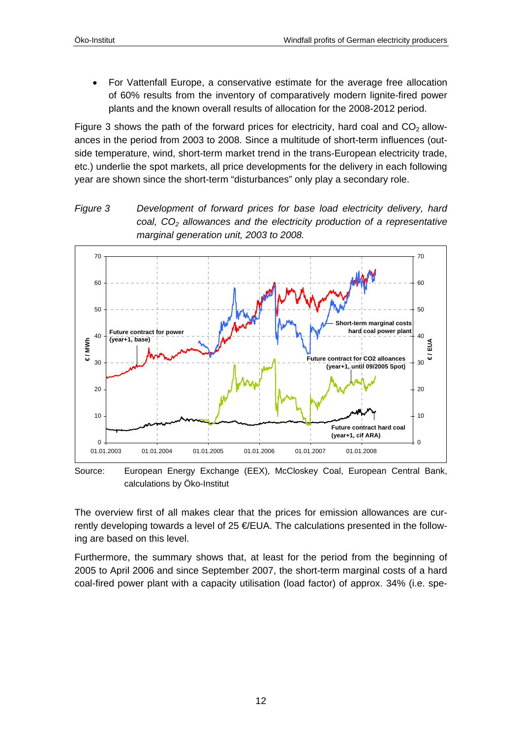- For Vattenfall Europe, a conservative estimate for the average free allocation of 60% results from the inventory of comparatively modern lignite-fired power plants and the known overall results of allocation for the 2008-2012 period.

Figure 3 shows the path of the forward prices for electricity, hard coal and $CO_2$ allowances in the period from 2003 to 2008. Since a multitude of short-term influences (outside temperature, wind, short-term market trend in the trans-European electricity trade, etc.) underlie the spot markets, all price developments for the delivery in each following year are shown since the short-term "disturbances" only play a secondary role.

*Figure 3 Development of forward prices for base load electricity delivery, hard coal, $CO_2$ allowances and the electricity production of a representative marginal generation unit, 2003 to 2008.*

Source: European Energy Exchange (EEX), McCloskey Coal, European Central Bank, calculations by Öko-Institut

The overview first of all makes clear that the prices for emission allowances are currently developing towards a level of 25 €/EUA. The calculations presented in the following are based on this level.

Furthermore, the summary shows that, at least for the period from the beginning of 2005 to April 2006 and since September 2007, the short-term marginal costs of a hard coal-fired power plant with a capacity utilisation (load factor) of approx. 34% (i.e. spe-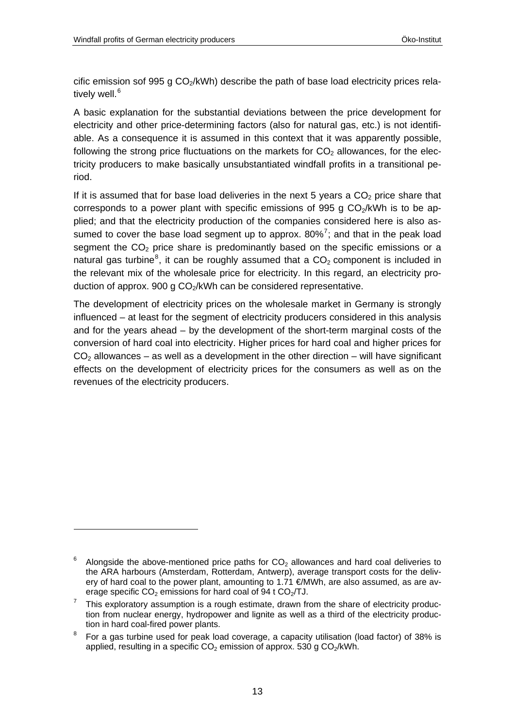cific emission sof 995 g $CO_2$/kWh) describe the path of base load electricity prices relatively well.[6]

A basic explanation for the substantial deviations between the price development for electricity and other price-determining factors (also for natural gas, etc.) is not identifiable. As a consequence it is assumed in this context that it was apparently possible, following the strong price fluctuations on the markets for $CO_2$ allowances, for the electricity producers to make basically unsubstantiated windfall profits in a transitional period.

If it is assumed that for base load deliveries in the next 5 years a $CO_2$ price share that corresponds to a power plant with specific emissions of 995 g $CO_2$/kWh is to be applied; and that the electricity production of the companies considered here is also assumed to cover the base load segment up to approx. 80%[7]; and that in the peak load segment the $CO_2$ price share is predominantly based on the specific emissions or a natural gas turbine[8], it can be roughly assumed that a $CO_2$ component is included in the relevant mix of the wholesale price for electricity. In this regard, an electricity production of approx. 900 g $CO_2$/kWh can be considered representative.

The development of electricity prices on the wholesale market in Germany is strongly influenced – at least for the segment of electricity producers considered in this analysis and for the years ahead – by the development of the short-term marginal costs of the conversion of hard coal into electricity. Higher prices for hard coal and higher prices for $CO_2$ allowances – as well as a development in the other direction – will have significant effects on the development of electricity prices for the consumers as well as on the revenues of the electricity producers.

---

[6] Alongside the above-mentioned price paths for $CO_2$ allowances and hard coal deliveries to the ARA harbours (Amsterdam, Rotterdam, Antwerp), average transport costs for the delivery of hard coal to the power plant, amounting to 1.71 €/MWh, are also assumed, as are average specific $CO_2$ emissions for hard coal of 94 t $CO_2$/TJ.

[7] This exploratory assumption is a rough estimate, drawn from the share of electricity production from nuclear energy, hydropower and lignite as well as a third of the electricity production in hard coal-fired power plants.

[8] For a gas turbine used for peak load coverage, a capacity utilisation (load factor) of 38% is applied, resulting in a specific $CO_2$ emission of approx. 530 g $CO_2$/kWh.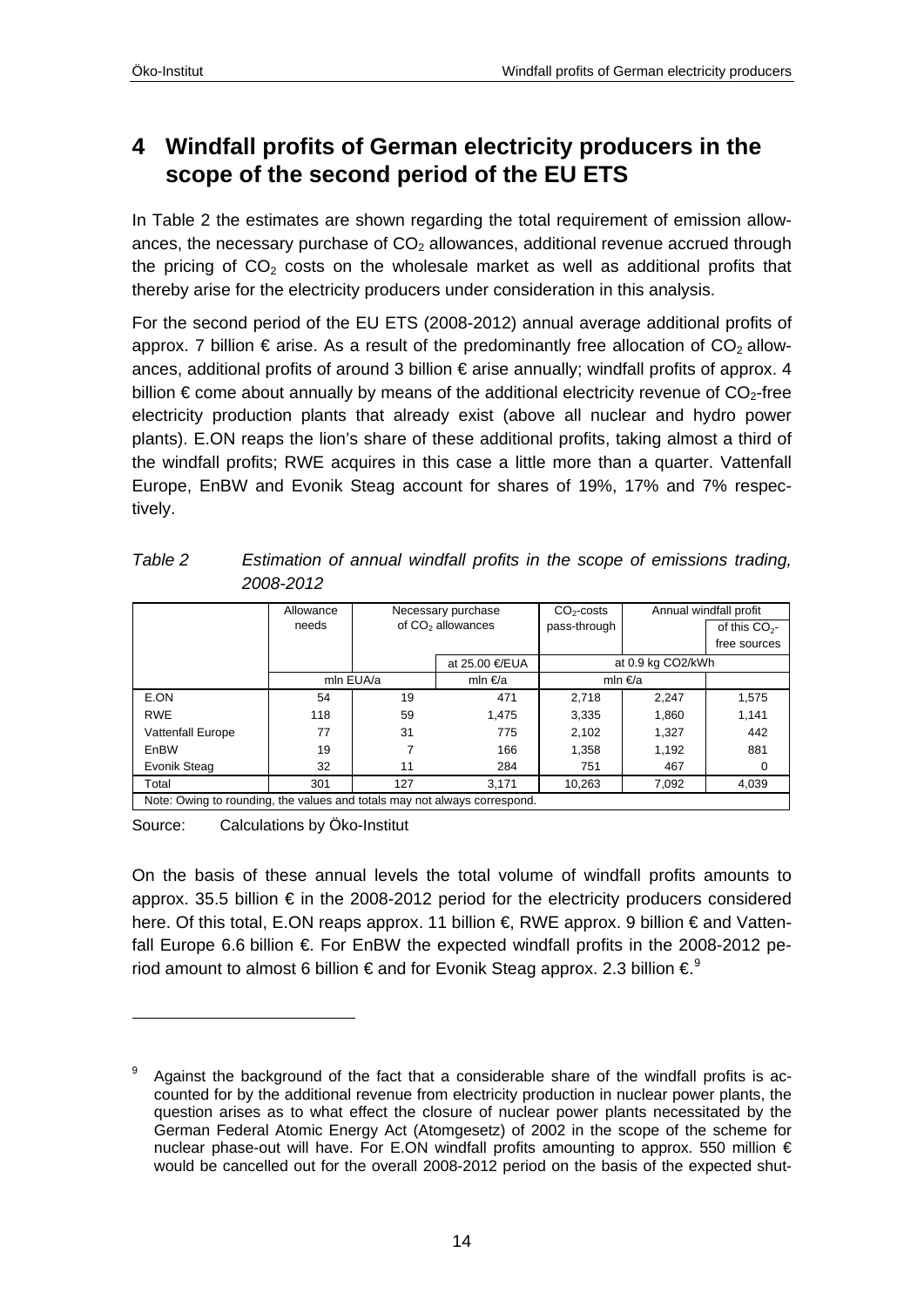# 4 Windfall profits of German electricity producers in the scope of the second period of the EU ETS

In Table 2 the estimates are shown regarding the total requirement of emission allowances, the necessary purchase of $CO_2$ allowances, additional revenue accrued through the pricing of $CO_2$ costs on the wholesale market as well as additional profits that thereby arise for the electricity producers under consideration in this analysis.

For the second period of the EU ETS (2008-2012) annual average additional profits of approx. 7 billion € arise. As a result of the predominantly free allocation of $CO_2$ allowances, additional profits of around 3 billion € arise annually; windfall profits of approx. 4 billion € come about annually by means of the additional electricity revenue of $CO_2$-free electricity production plants that already exist (above all nuclear and hydro power plants). E.ON reaps the lion's share of these additional profits, taking almost a third of the windfall profits; RWE acquires in this case a little more than a quarter. Vattenfall Europe, EnBW and Evonik Steag account for shares of 19%, 17% and 7% respectively.

*Table 2 Estimation of annual windfall profits in the scope of emissions trading, 2008-2012*

| | Allowance needs | Necessary purchase of $CO_2$ allowances | | $CO_2$-costs pass-through | Annual windfall profit | |
|---|---|---|---|---|---|---|
| | | | | | | of this $CO_2$-free sources |
| | | | at 25.00 €/EUA | at 0.9 kg CO2/kWh | | |
| | mln EUA/a | | mln €/a | mln €/a | | |
| E.ON | 54 | 19 | 471 | 2,718 | 2,247 | 1,575 |
| RWE | 118 | 59 | 1,475 | 3,335 | 1,860 | 1,141 |
| Vattenfall Europe | 77 | 31 | 775 | 2,102 | 1,327 | 442 |
| EnBW | 19 | 7 | 166 | 1,358 | 1,192 | 881 |
| Evonik Steag | 32 | 11 | 284 | 751 | 467 | 0 |
| Total | 301 | 127 | 3,171 | 10,263 | 7,092 | 4,039 |
| Note: Owing to rounding, the values and totals may not always correspond. | | | | | | |

Source: Calculations by Öko-Institut

On the basis of these annual levels the total volume of windfall profits amounts to approx. 35.5 billion € in the 2008-2012 period for the electricity producers considered here. Of this total, E.ON reaps approx. 11 billion €, RWE approx. 9 billion € and Vattenfall Europe 6.6 billion €. For EnBW the expected windfall profits in the 2008-2012 period amount to almost 6 billion € and for Evonik Steag approx. 2.3 billion €.[9]

[9] Against the background of the fact that a considerable share of the windfall profits is accounted for by the additional revenue from electricity production in nuclear power plants, the question arises as to what effect the closure of nuclear power plants necessitated by the German Federal Atomic Energy Act (Atomgesetz) of 2002 in the scope of the scheme for nuclear phase-out will have. For E.ON windfall profits amounting to approx. 550 million € would be cancelled out for the overall 2008-2012 period on the basis of the expected shut-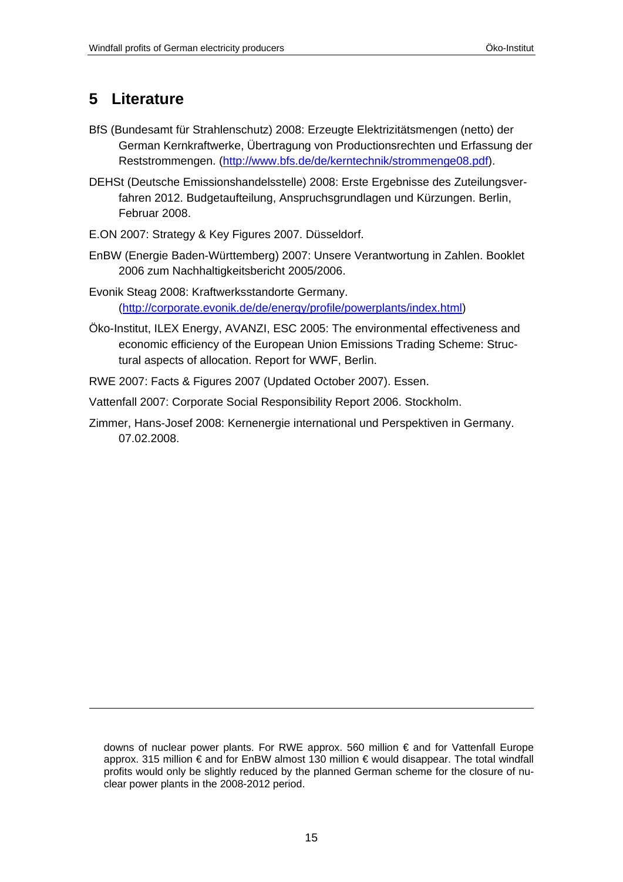# 5 Literature

BfS (Bundesamt für Strahlenschutz) 2008: Erzeugte Elektrizitätsmengen (netto) der German Kernkraftwerke, Übertragung von Productionsrechten und Erfassung der Reststrommengen. (http://www.bfs.de/de/kerntechnik/strommenge08.pdf).

DEHSt (Deutsche Emissionshandelsstelle) 2008: Erste Ergebnisse des Zuteilungsverfahren 2012. Budgetaufteilung, Anspruchsgrundlagen und Kürzungen. Berlin, Februar 2008.

E.ON 2007: Strategy & Key Figures 2007. Düsseldorf.

EnBW (Energie Baden-Württemberg) 2007: Unsere Verantwortung in Zahlen. Booklet 2006 zum Nachhaltigkeitsbericht 2005/2006.

Evonik Steag 2008: Kraftwerksstandorte Germany. (http://corporate.evonik.de/de/energy/profile/powerplants/index.html)

Öko-Institut, ILEX Energy, AVANZI, ESC 2005: The environmental effectiveness and economic efficiency of the European Union Emissions Trading Scheme: Structural aspects of allocation. Report for WWF, Berlin.

RWE 2007: Facts & Figures 2007 (Updated October 2007). Essen.

Vattenfall 2007: Corporate Social Responsibility Report 2006. Stockholm.

Zimmer, Hans-Josef 2008: Kernenergie international und Perspektiven in Germany. 07.02.2008.

---

downs of nuclear power plants. For RWE approx. 560 million € and for Vattenfall Europe approx. 315 million € and for EnBW almost 130 million € would disappear. The total windfall profits would only be slightly reduced by the planned German scheme for the closure of nuclear power plants in the 2008-2012 period.